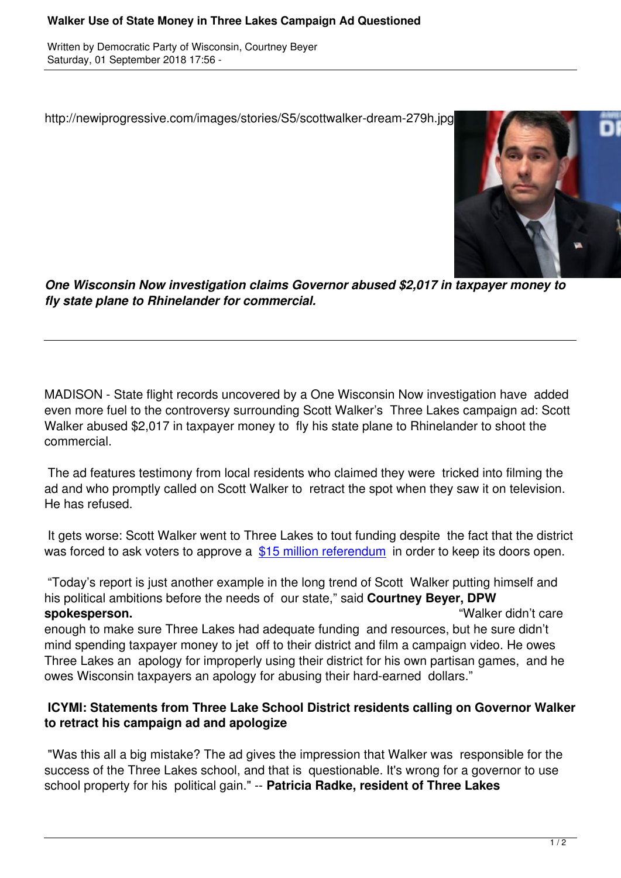# Walker Use of State Money in Three Lakes Campaign Ad Questioned

Written by Democratic Party of Wisconsin, Courtney Beyer
Saturday, 01 September 2018 17:56 -

http://newiprogressive.com/images/stories/S5/scottwalker-dream-279h.jpg

***One Wisconsin Now investigation claims Governor abused $2,017 in taxpayer money to fly state plane to Rhinelander for commercial.***

---

MADISON - State flight records uncovered by a One Wisconsin Now investigation have added even more fuel to the controversy surrounding Scott Walker's Three Lakes campaign ad: Scott Walker abused $2,017 in taxpayer money to fly his state plane to Rhinelander to shoot the commercial.

The ad features testimony from local residents who claimed they were tricked into filming the ad and who promptly called on Scott Walker to retract the spot when they saw it on television. He has refused.

It gets worse: Scott Walker went to Three Lakes to tout funding despite the fact that the district was forced to ask voters to approve a [$15 million referendum](#) in order to keep its doors open.

"Today's report is just another example in the long trend of Scott Walker putting himself and his political ambitions before the needs of our state," said **Courtney Beyer, DPW spokesperson.** "Walker didn't care enough to make sure Three Lakes had adequate funding and resources, but he sure didn't mind spending taxpayer money to jet off to their district and film a campaign video. He owes Three Lakes an apology for improperly using their district for his own partisan games, and he owes Wisconsin taxpayers an apology for abusing their hard-earned dollars."

**ICYMI: Statements from Three Lake School District residents calling on Governor Walker to retract his campaign ad and apologize**

"Was this all a big mistake? The ad gives the impression that Walker was responsible for the success of the Three Lakes school, and that is questionable. It's wrong for a governor to use school property for his political gain." -- **Patricia Radke, resident of Three Lakes**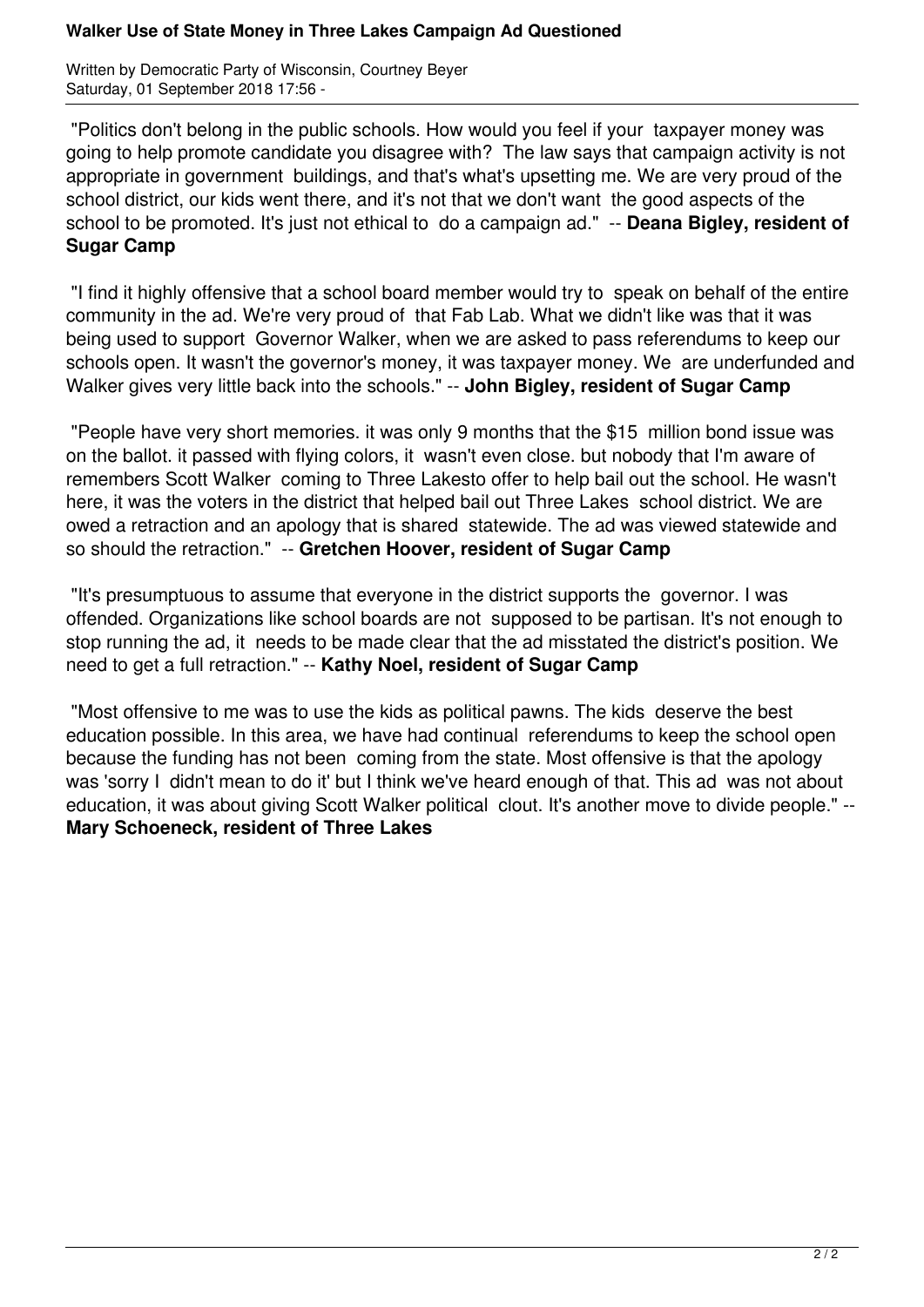"Politics don't belong in the public schools. How would you feel if your taxpayer money was going to help promote candidate you disagree with? The law says that campaign activity is not appropriate in government buildings, and that's what's upsetting me. We are very proud of the school district, our kids went there, and it's not that we don't want the good aspects of the school to be promoted. It's just not ethical to do a campaign ad." -- **Deana Bigley, resident of Sugar Camp**

"I find it highly offensive that a school board member would try to speak on behalf of the entire community in the ad. We're very proud of that Fab Lab. What we didn't like was that it was being used to support Governor Walker, when we are asked to pass referendums to keep our schools open. It wasn't the governor's money, it was taxpayer money. We are underfunded and Walker gives very little back into the schools." -- **John Bigley, resident of Sugar Camp**

"People have very short memories. it was only 9 months that the $15 million bond issue was on the ballot. it passed with flying colors, it wasn't even close. but nobody that I'm aware of remembers Scott Walker coming to Three Lakesto offer to help bail out the school. He wasn't here, it was the voters in the district that helped bail out Three Lakes school district. We are owed a retraction and an apology that is shared statewide. The ad was viewed statewide and so should the retraction." -- **Gretchen Hoover, resident of Sugar Camp**

"It's presumptuous to assume that everyone in the district supports the governor. I was offended. Organizations like school boards are not supposed to be partisan. It's not enough to stop running the ad, it needs to be made clear that the ad misstated the district's position. We need to get a full retraction." -- **Kathy Noel, resident of Sugar Camp**

"Most offensive to me was to use the kids as political pawns. The kids deserve the best education possible. In this area, we have had continual referendums to keep the school open because the funding has not been coming from the state. Most offensive is that the apology was 'sorry I didn't mean to do it' but I think we've heard enough of that. This ad was not about education, it was about giving Scott Walker political clout. It's another move to divide people." -- **Mary Schoeneck, resident of Three Lakes**